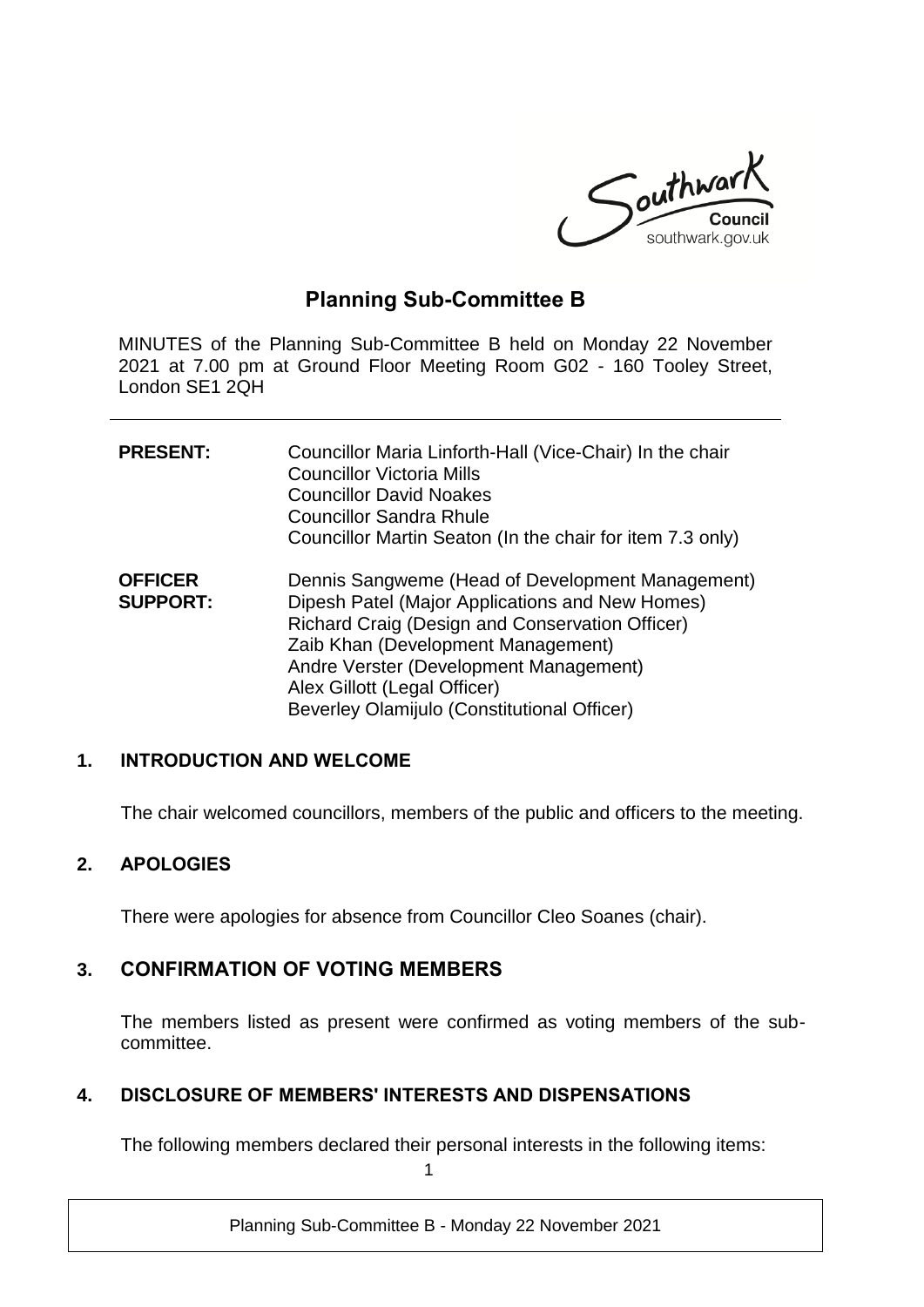# Planning Sub-Committee B

MINUTES of the Planning Sub-Committee B held on Monday 22 November 2021 at 7.00 pm at Ground Floor Meeting Room G02 - 160 Tooley Street, London SE1 2QH

| | |
|---|---|
| **PRESENT:** | Councillor Maria Linforth-Hall (Vice-Chair) In the chair<br>Councillor Victoria Mills<br>Councillor David Noakes<br>Councillor Sandra Rhule<br>Councillor Martin Seaton (In the chair for item 7.3 only) |
| **OFFICER SUPPORT:** | Dennis Sangweme (Head of Development Management)<br>Dipesh Patel (Major Applications and New Homes)<br>Richard Craig (Design and Conservation Officer)<br>Zaib Khan (Development Management)<br>Andre Verster (Development Management)<br>Alex Gillott (Legal Officer)<br>Beverley Olamijulo (Constitutional Officer) |

## 1. INTRODUCTION AND WELCOME

The chair welcomed councillors, members of the public and officers to the meeting.

## 2. APOLOGIES

There were apologies for absence from Councillor Cleo Soanes (chair).

## 3. CONFIRMATION OF VOTING MEMBERS

The members listed as present were confirmed as voting members of the sub-committee.

## 4. DISCLOSURE OF MEMBERS' INTERESTS AND DISPENSATIONS

The following members declared their personal interests in the following items: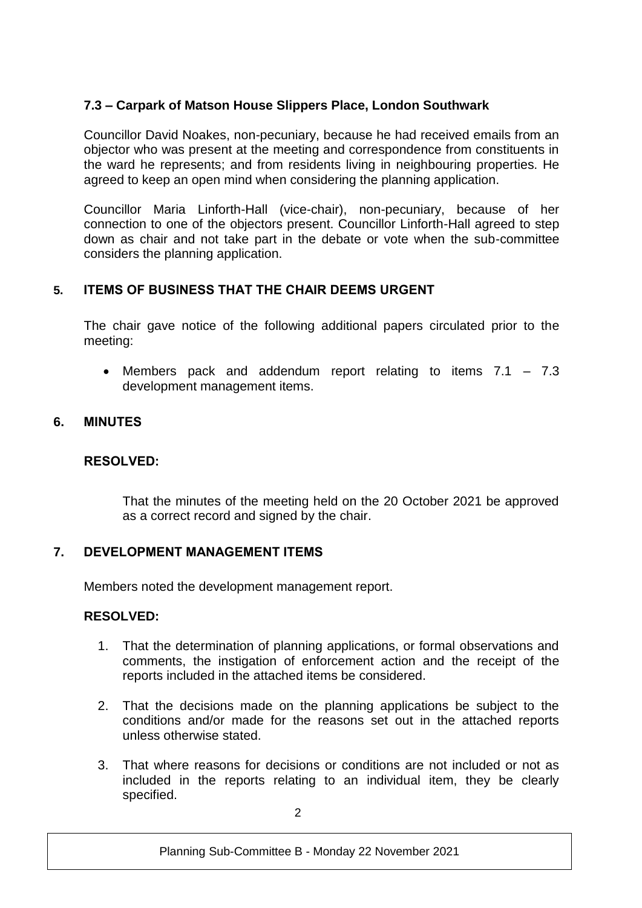### 7.3 – Carpark of Matson House Slippers Place, London Southwark

Councillor David Noakes, non-pecuniary, because he had received emails from an objector who was present at the meeting and correspondence from constituents in the ward he represents; and from residents living in neighbouring properties. He agreed to keep an open mind when considering the planning application.

Councillor Maria Linforth-Hall (vice-chair), non-pecuniary, because of her connection to one of the objectors present. Councillor Linforth-Hall agreed to step down as chair and not take part in the debate or vote when the sub-committee considers the planning application.

## 5. ITEMS OF BUSINESS THAT THE CHAIR DEEMS URGENT

The chair gave notice of the following additional papers circulated prior to the meeting:

- Members pack and addendum report relating to items 7.1 – 7.3 development management items.

## 6. MINUTES

**RESOLVED:**

That the minutes of the meeting held on the 20 October 2021 be approved as a correct record and signed by the chair.

## 7. DEVELOPMENT MANAGEMENT ITEMS

Members noted the development management report.

**RESOLVED:**

1. That the determination of planning applications, or formal observations and comments, the instigation of enforcement action and the receipt of the reports included in the attached items be considered.

2. That the decisions made on the planning applications be subject to the conditions and/or made for the reasons set out in the attached reports unless otherwise stated.

3. That where reasons for decisions or conditions are not included or not as included in the reports relating to an individual item, they be clearly specified.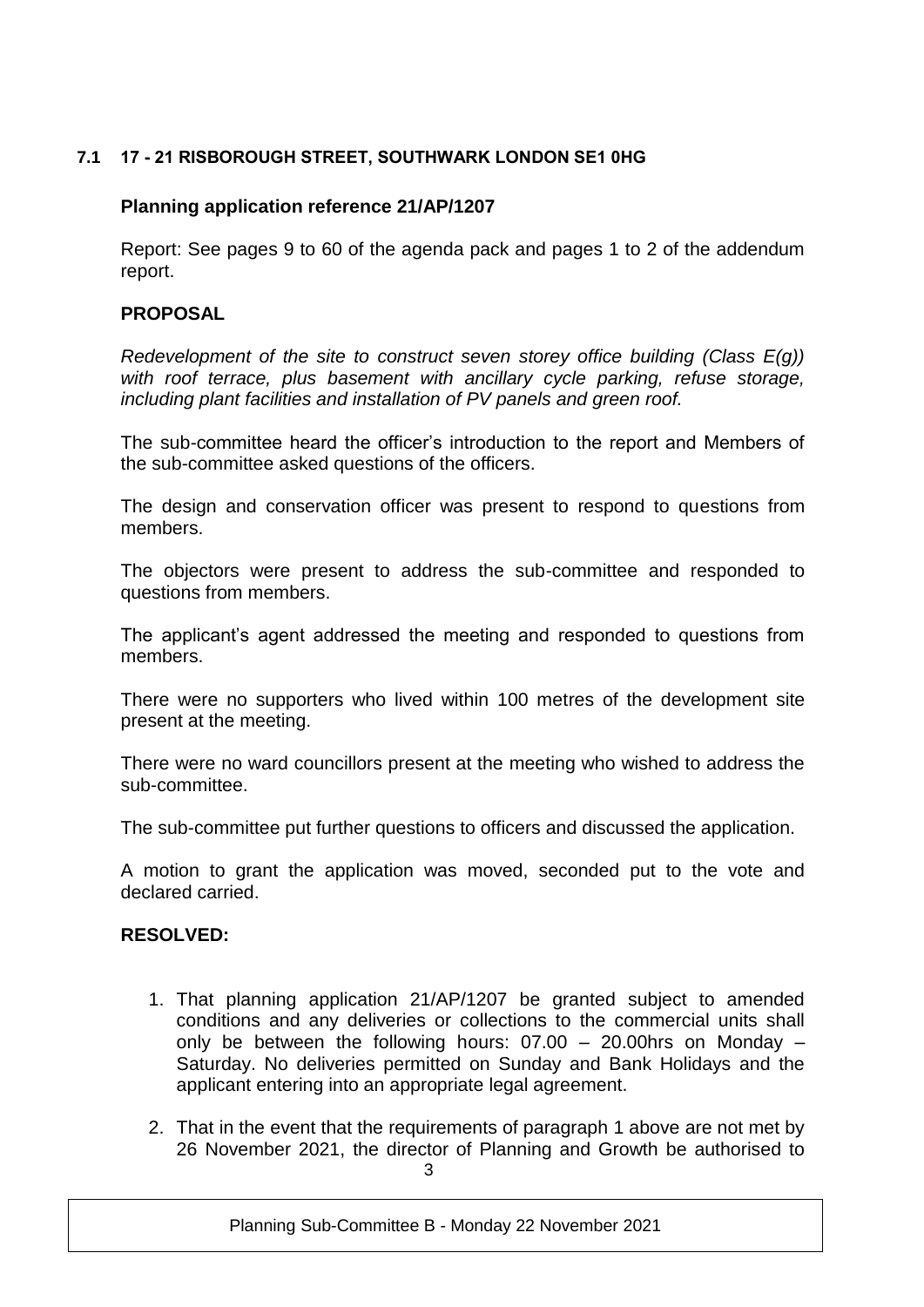### 7.1 17 - 21 RISBOROUGH STREET, SOUTHWARK LONDON SE1 0HG

**Planning application reference 21/AP/1207**

Report: See pages 9 to 60 of the agenda pack and pages 1 to 2 of the addendum report.

**PROPOSAL**

*Redevelopment of the site to construct seven storey office building (Class E(g)) with roof terrace, plus basement with ancillary cycle parking, refuse storage, including plant facilities and installation of PV panels and green roof.*

The sub-committee heard the officer's introduction to the report and Members of the sub-committee asked questions of the officers.

The design and conservation officer was present to respond to questions from members.

The objectors were present to address the sub-committee and responded to questions from members.

The applicant's agent addressed the meeting and responded to questions from members.

There were no supporters who lived within 100 metres of the development site present at the meeting.

There were no ward councillors present at the meeting who wished to address the sub-committee.

The sub-committee put further questions to officers and discussed the application.

A motion to grant the application was moved, seconded put to the vote and declared carried.

**RESOLVED:**

1. That planning application 21/AP/1207 be granted subject to amended conditions and any deliveries or collections to the commercial units shall only be between the following hours: 07.00 – 20.00hrs on Monday – Saturday. No deliveries permitted on Sunday and Bank Holidays and the applicant entering into an appropriate legal agreement.

2. That in the event that the requirements of paragraph 1 above are not met by 26 November 2021, the director of Planning and Growth be authorised to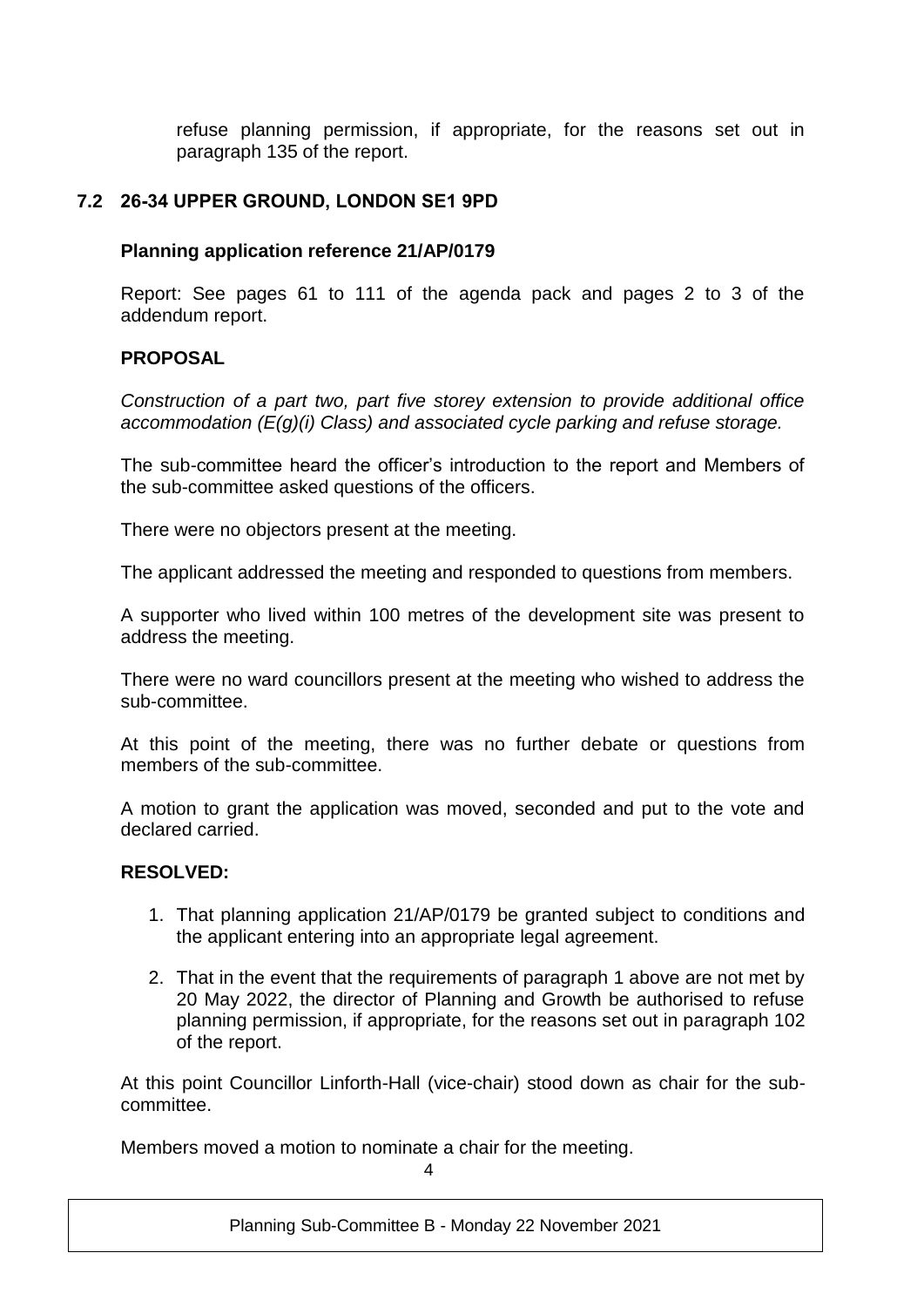refuse planning permission, if appropriate, for the reasons set out in paragraph 135 of the report.

### 7.2 26-34 UPPER GROUND, LONDON SE1 9PD

**Planning application reference 21/AP/0179**

Report: See pages 61 to 111 of the agenda pack and pages 2 to 3 of the addendum report.

**PROPOSAL**

*Construction of a part two, part five storey extension to provide additional office accommodation (E(g)(i) Class) and associated cycle parking and refuse storage.*

The sub-committee heard the officer's introduction to the report and Members of the sub-committee asked questions of the officers.

There were no objectors present at the meeting.

The applicant addressed the meeting and responded to questions from members.

A supporter who lived within 100 metres of the development site was present to address the meeting.

There were no ward councillors present at the meeting who wished to address the sub-committee.

At this point of the meeting, there was no further debate or questions from members of the sub-committee.

A motion to grant the application was moved, seconded and put to the vote and declared carried.

**RESOLVED:**

1. That planning application 21/AP/0179 be granted subject to conditions and the applicant entering into an appropriate legal agreement.
2. That in the event that the requirements of paragraph 1 above are not met by 20 May 2022, the director of Planning and Growth be authorised to refuse planning permission, if appropriate, for the reasons set out in paragraph 102 of the report.

At this point Councillor Linforth-Hall (vice-chair) stood down as chair for the sub-committee.

Members moved a motion to nominate a chair for the meeting.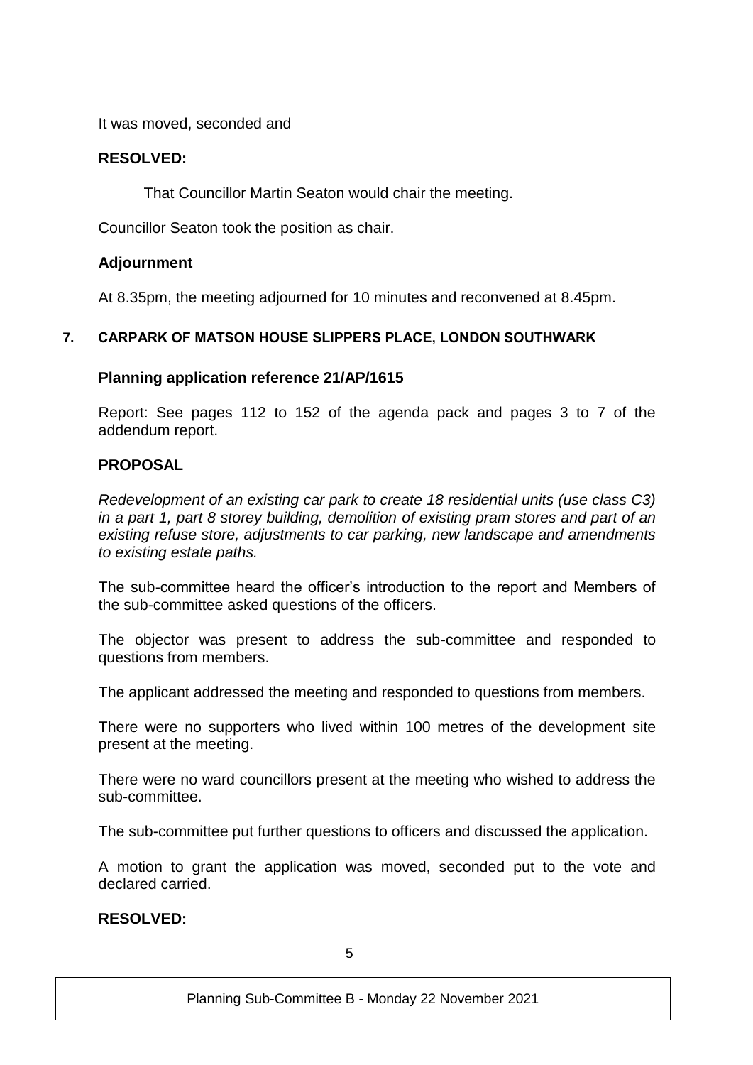It was moved, seconded and

**RESOLVED:**

That Councillor Martin Seaton would chair the meeting.

Councillor Seaton took the position as chair.

**Adjournment**

At 8.35pm, the meeting adjourned for 10 minutes and reconvened at 8.45pm.

## 7. CARPARK OF MATSON HOUSE SLIPPERS PLACE, LONDON SOUTHWARK

**Planning application reference 21/AP/1615**

Report: See pages 112 to 152 of the agenda pack and pages 3 to 7 of the addendum report.

**PROPOSAL**

*Redevelopment of an existing car park to create 18 residential units (use class C3) in a part 1, part 8 storey building, demolition of existing pram stores and part of an existing refuse store, adjustments to car parking, new landscape and amendments to existing estate paths.*

The sub-committee heard the officer's introduction to the report and Members of the sub-committee asked questions of the officers.

The objector was present to address the sub-committee and responded to questions from members.

The applicant addressed the meeting and responded to questions from members.

There were no supporters who lived within 100 metres of the development site present at the meeting.

There were no ward councillors present at the meeting who wished to address the sub-committee.

The sub-committee put further questions to officers and discussed the application.

A motion to grant the application was moved, seconded put to the vote and declared carried.

**RESOLVED:**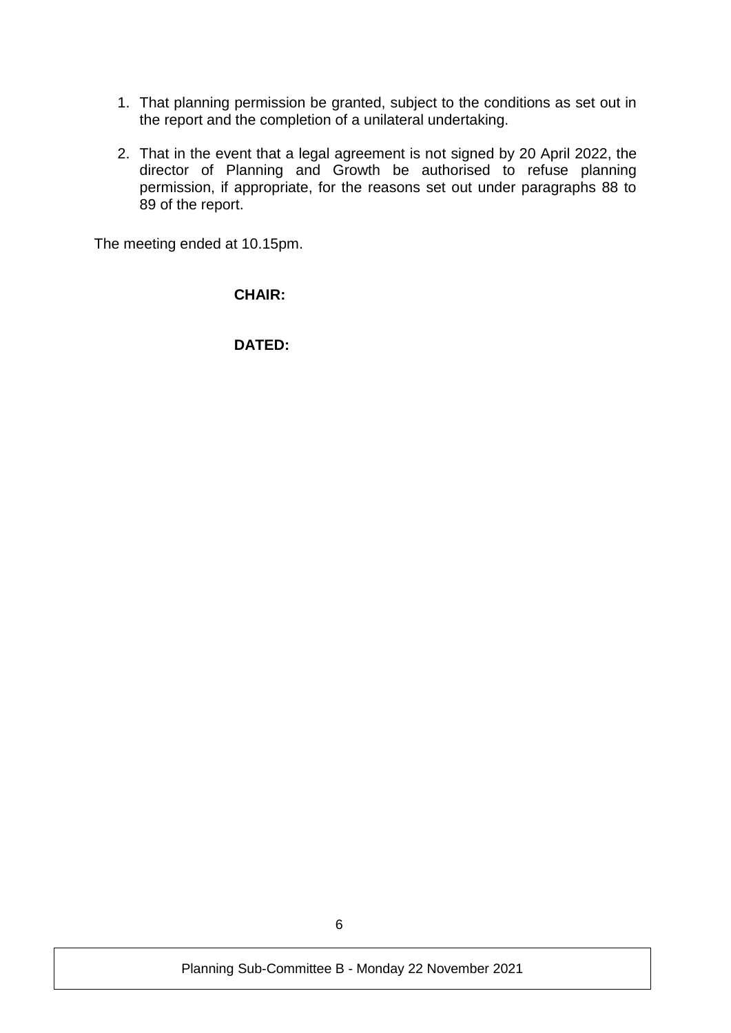1. That planning permission be granted, subject to the conditions as set out in the report and the completion of a unilateral undertaking.
2. That in the event that a legal agreement is not signed by 20 April 2022, the director of Planning and Growth be authorised to refuse planning permission, if appropriate, for the reasons set out under paragraphs 88 to 89 of the report.

The meeting ended at 10.15pm.

**CHAIR:**

**DATED:**